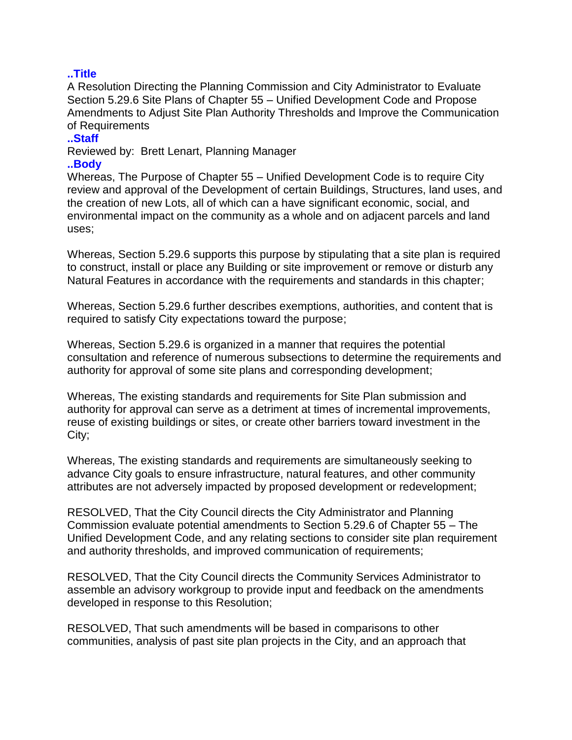**..Title**

A Resolution Directing the Planning Commission and City Administrator to Evaluate Section 5.29.6 Site Plans of Chapter 55 – Unified Development Code and Propose Amendments to Adjust Site Plan Authority Thresholds and Improve the Communication of Requirements

**..Staff**

Reviewed by: Brett Lenart, Planning Manager

**..Body**

Whereas, The Purpose of Chapter 55 – Unified Development Code is to require City review and approval of the Development of certain Buildings, Structures, land uses, and the creation of new Lots, all of which can a have significant economic, social, and environmental impact on the community as a whole and on adjacent parcels and land uses;

Whereas, Section 5.29.6 supports this purpose by stipulating that a site plan is required to construct, install or place any Building or site improvement or remove or disturb any Natural Features in accordance with the requirements and standards in this chapter;

Whereas, Section 5.29.6 further describes exemptions, authorities, and content that is required to satisfy City expectations toward the purpose;

Whereas, Section 5.29.6 is organized in a manner that requires the potential consultation and reference of numerous subsections to determine the requirements and authority for approval of some site plans and corresponding development;

Whereas, The existing standards and requirements for Site Plan submission and authority for approval can serve as a detriment at times of incremental improvements, reuse of existing buildings or sites, or create other barriers toward investment in the City;

Whereas, The existing standards and requirements are simultaneously seeking to advance City goals to ensure infrastructure, natural features, and other community attributes are not adversely impacted by proposed development or redevelopment;

RESOLVED, That the City Council directs the City Administrator and Planning Commission evaluate potential amendments to Section 5.29.6 of Chapter 55 – The Unified Development Code, and any relating sections to consider site plan requirement and authority thresholds, and improved communication of requirements;

RESOLVED, That the City Council directs the Community Services Administrator to assemble an advisory workgroup to provide input and feedback on the amendments developed in response to this Resolution;

RESOLVED, That such amendments will be based in comparisons to other communities, analysis of past site plan projects in the City, and an approach that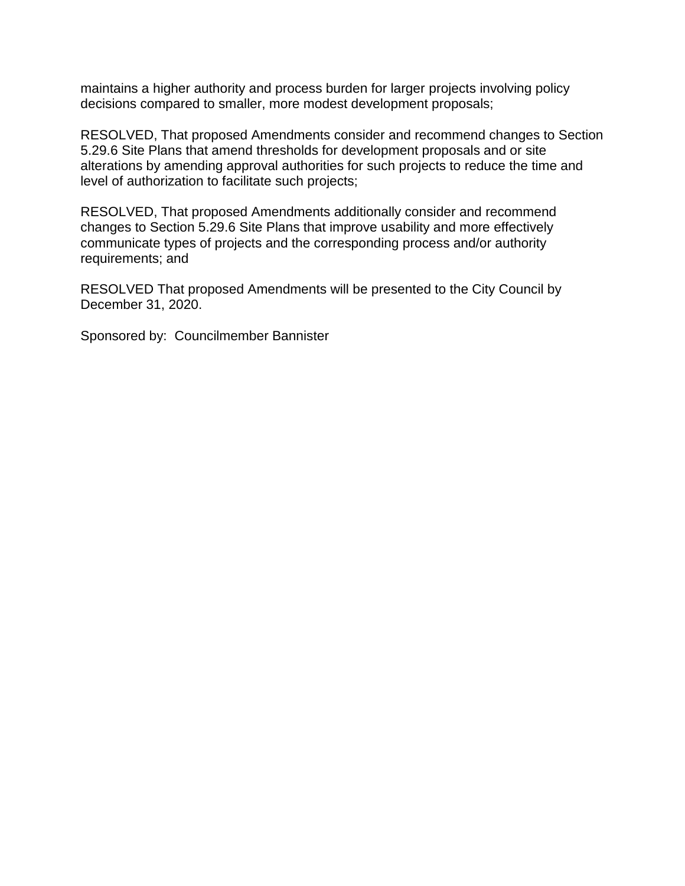maintains a higher authority and process burden for larger projects involving policy decisions compared to smaller, more modest development proposals;

RESOLVED, That proposed Amendments consider and recommend changes to Section 5.29.6 Site Plans that amend thresholds for development proposals and or site alterations by amending approval authorities for such projects to reduce the time and level of authorization to facilitate such projects;

RESOLVED, That proposed Amendments additionally consider and recommend changes to Section 5.29.6 Site Plans that improve usability and more effectively communicate types of projects and the corresponding process and/or authority requirements; and

RESOLVED That proposed Amendments will be presented to the City Council by December 31, 2020.

Sponsored by: Councilmember Bannister